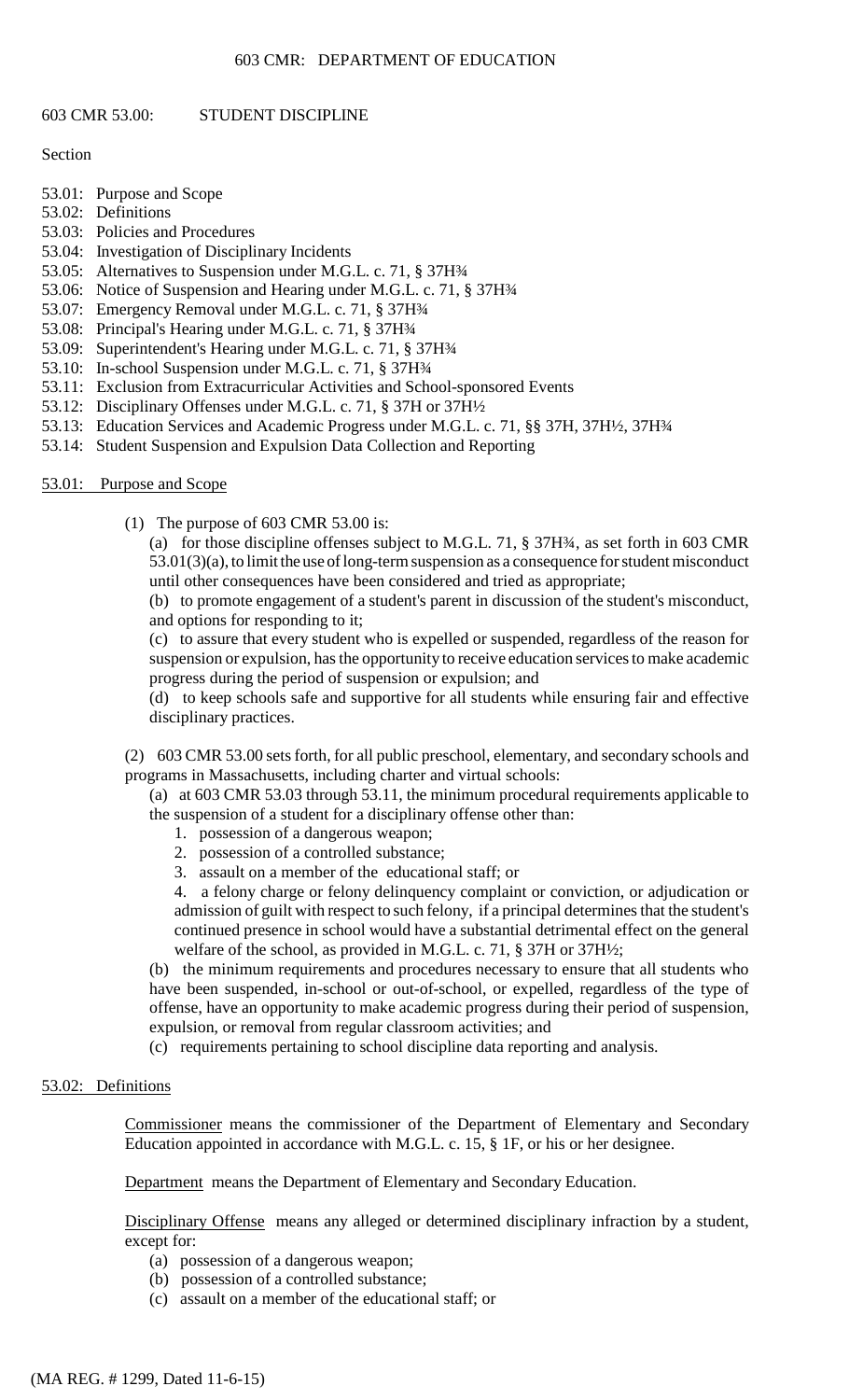# 603 CMR 53.00: STUDENT DISCIPLINE

Section

- 53.01: Purpose and Scope
- 53.02: Definitions
- 53.03: Policies and Procedures
- 53.04: Investigation of Disciplinary Incidents
- 53.05: Alternatives to Suspension under M.G.L. c. 71, § 37H¾
- 53.06: Notice of Suspension and Hearing under M.G.L. c. 71, § 37H¾
- 53.07: Emergency Removal under M.G.L. c. 71, § 37H¾
- 53.08: Principal's Hearing under M.G.L. c. 71, § 37H¾
- 53.09: Superintendent's Hearing under M.G.L. c. 71, § 37H¾
- 53.10: In-school Suspension under M.G.L. c. 71, § 37H¾
- 53.11: Exclusion from Extracurricular Activities and School-sponsored Events
- 53.12: Disciplinary Offenses under M.G.L. c. 71, § 37H or 37H½
- 53.13: Education Services and Academic Progress under M.G.L. c. 71, §§ 37H, 37H½, 37H¾
- 53.14: Student Suspension and Expulsion Data Collection and Reporting

## 53.01: Purpose and Scope

(1) The purpose of 603 CMR 53.00 is:

(a) for those discipline offenses subject to M.G.L. 71, § 37H¾, as set forth in 603 CMR 53.01(3)(a), to limit the use of long-term suspension as a consequence for student misconduct until other consequences have been considered and tried as appropriate;

(b) to promote engagement of a student's parent in discussion of the student's misconduct, and options for responding to it;

(c) to assure that every student who is expelled or suspended, regardless of the reason for suspension or expulsion, has the opportunity to receive education services to make academic progress during the period of suspension or expulsion; and

(d) to keep schools safe and supportive for all students while ensuring fair and effective disciplinary practices.

(2) 603 CMR 53.00 sets forth, for all public preschool, elementary, and secondary schools and programs in Massachusetts, including charter and virtual schools:

(a) at 603 CMR 53.03 through 53.11, the minimum procedural requirements applicable to the suspension of a student for a disciplinary offense other than:

1. possession of a dangerous weapon;
2. possession of a controlled substance;
3. assault on a member of the educational staff; or
4. a felony charge or felony delinquency complaint or conviction, or adjudication or admission of guilt with respect to such felony, if a principal determines that the student's continued presence in school would have a substantial detrimental effect on the general welfare of the school, as provided in M.G.L. c. 71, § 37H or 37H½;

(b) the minimum requirements and procedures necessary to ensure that all students who have been suspended, in-school or out-of-school, or expelled, regardless of the type of offense, have an opportunity to make academic progress during their period of suspension, expulsion, or removal from regular classroom activities; and

(c) requirements pertaining to school discipline data reporting and analysis.

## 53.02: Definitions

Commissioner means the commissioner of the Department of Elementary and Secondary Education appointed in accordance with M.G.L. c. 15, § 1F, or his or her designee.

Department means the Department of Elementary and Secondary Education.

Disciplinary Offense means any alleged or determined disciplinary infraction by a student, except for:

(a) possession of a dangerous weapon;

(b) possession of a controlled substance;

(c) assault on a member of the educational staff; or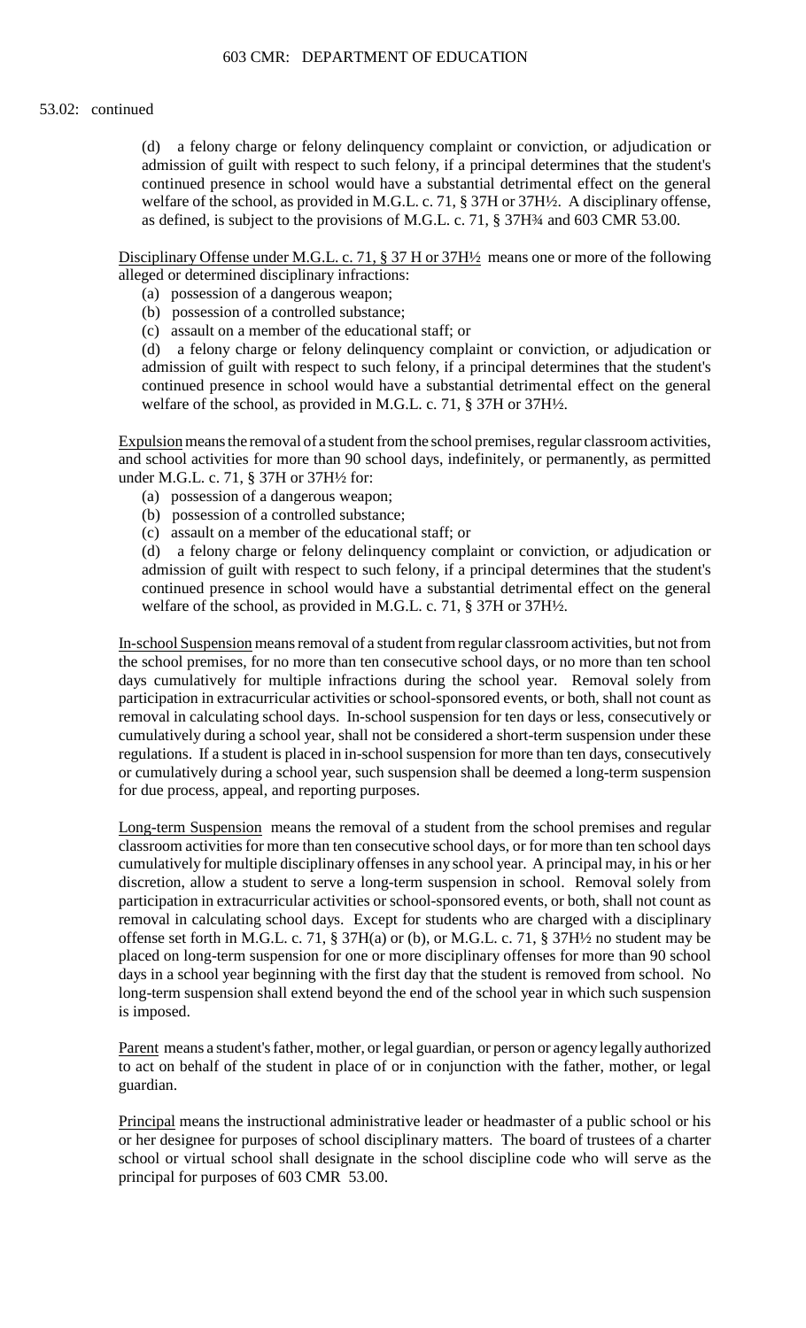53.02: continued

(d) a felony charge or felony delinquency complaint or conviction, or adjudication or admission of guilt with respect to such felony, if a principal determines that the student's continued presence in school would have a substantial detrimental effect on the general welfare of the school, as provided in M.G.L. c. 71, § 37H or 37H½. A disciplinary offense, as defined, is subject to the provisions of M.G.L. c. 71, § 37H¾ and 603 CMR 53.00.

Disciplinary Offense under M.G.L. c. 71, § 37 H or 37H½ means one or more of the following alleged or determined disciplinary infractions:

(a) possession of a dangerous weapon;
(b) possession of a controlled substance;
(c) assault on a member of the educational staff; or
(d) a felony charge or felony delinquency complaint or conviction, or adjudication or admission of guilt with respect to such felony, if a principal determines that the student's continued presence in school would have a substantial detrimental effect on the general welfare of the school, as provided in M.G.L. c. 71, § 37H or 37H½.

Expulsion means the removal of a student from the school premises, regular classroom activities, and school activities for more than 90 school days, indefinitely, or permanently, as permitted under M.G.L. c. 71, § 37H or 37H½ for:

(a) possession of a dangerous weapon;
(b) possession of a controlled substance;
(c) assault on a member of the educational staff; or
(d) a felony charge or felony delinquency complaint or conviction, or adjudication or admission of guilt with respect to such felony, if a principal determines that the student's continued presence in school would have a substantial detrimental effect on the general welfare of the school, as provided in M.G.L. c. 71, § 37H or 37H½.

In-school Suspension means removal of a student from regular classroom activities, but not from the school premises, for no more than ten consecutive school days, or no more than ten school days cumulatively for multiple infractions during the school year. Removal solely from participation in extracurricular activities or school-sponsored events, or both, shall not count as removal in calculating school days. In-school suspension for ten days or less, consecutively or cumulatively during a school year, shall not be considered a short-term suspension under these regulations. If a student is placed in in-school suspension for more than ten days, consecutively or cumulatively during a school year, such suspension shall be deemed a long-term suspension for due process, appeal, and reporting purposes.

Long-term Suspension means the removal of a student from the school premises and regular classroom activities for more than ten consecutive school days, or for more than ten school days cumulatively for multiple disciplinary offenses in any school year. A principal may, in his or her discretion, allow a student to serve a long-term suspension in school. Removal solely from participation in extracurricular activities or school-sponsored events, or both, shall not count as removal in calculating school days. Except for students who are charged with a disciplinary offense set forth in M.G.L. c. 71, § 37H(a) or (b), or M.G.L. c. 71, § 37H½ no student may be placed on long-term suspension for one or more disciplinary offenses for more than 90 school days in a school year beginning with the first day that the student is removed from school. No long-term suspension shall extend beyond the end of the school year in which such suspension is imposed.

Parent means a student's father, mother, or legal guardian, or person or agency legally authorized to act on behalf of the student in place of or in conjunction with the father, mother, or legal guardian.

Principal means the instructional administrative leader or headmaster of a public school or his or her designee for purposes of school disciplinary matters. The board of trustees of a charter school or virtual school shall designate in the school discipline code who will serve as the principal for purposes of 603 CMR 53.00.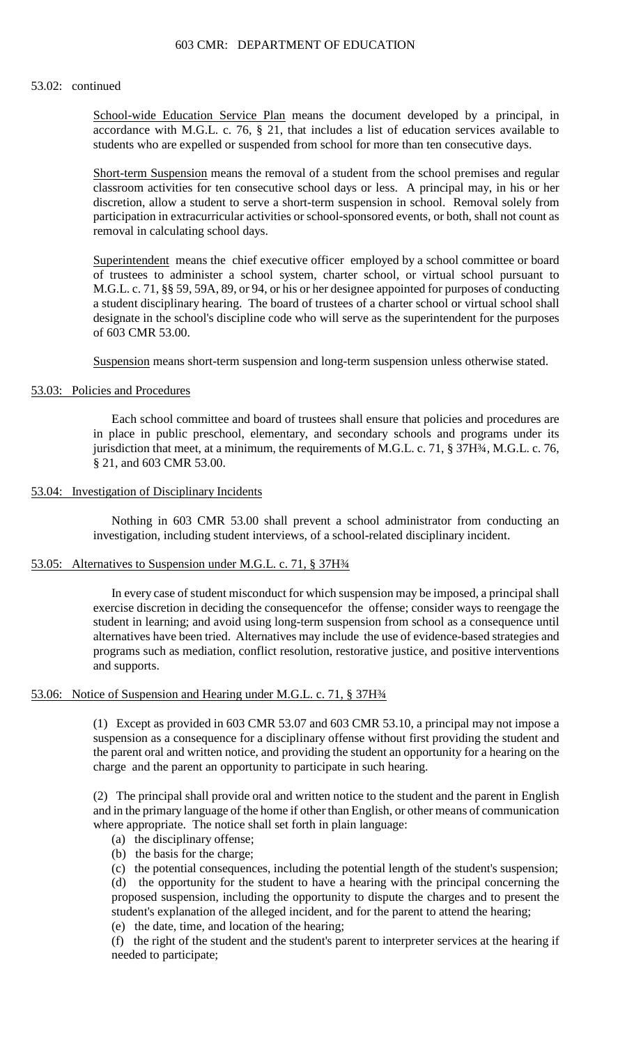53.02: continued

<u>School-wide Education Service Plan</u> means the document developed by a principal, in accordance with M.G.L. c. 76, § 21, that includes a list of education services available to students who are expelled or suspended from school for more than ten consecutive days.

<u>Short-term Suspension</u> means the removal of a student from the school premises and regular classroom activities for ten consecutive school days or less. A principal may, in his or her discretion, allow a student to serve a short-term suspension in school. Removal solely from participation in extracurricular activities or school-sponsored events, or both, shall not count as removal in calculating school days.

<u>Superintendent</u> means the chief executive officer employed by a school committee or board of trustees to administer a school system, charter school, or virtual school pursuant to M.G.L. c. 71, §§ 59, 59A, 89, or 94, or his or her designee appointed for purposes of conducting a student disciplinary hearing. The board of trustees of a charter school or virtual school shall designate in the school's discipline code who will serve as the superintendent for the purposes of 603 CMR 53.00.

<u>Suspension</u> means short-term suspension and long-term suspension unless otherwise stated.

## 53.03: Policies and Procedures

Each school committee and board of trustees shall ensure that policies and procedures are in place in public preschool, elementary, and secondary schools and programs under its jurisdiction that meet, at a minimum, the requirements of M.G.L. c. 71, § 37H¾, M.G.L. c. 76, § 21, and 603 CMR 53.00.

## 53.04: Investigation of Disciplinary Incidents

Nothing in 603 CMR 53.00 shall prevent a school administrator from conducting an investigation, including student interviews, of a school-related disciplinary incident.

## 53.05: Alternatives to Suspension under M.G.L. c. 71, § 37H¾

In every case of student misconduct for which suspension may be imposed, a principal shall exercise discretion in deciding the consequencefor the offense; consider ways to reengage the student in learning; and avoid using long-term suspension from school as a consequence until alternatives have been tried. Alternatives may include the use of evidence-based strategies and programs such as mediation, conflict resolution, restorative justice, and positive interventions and supports.

## 53.06: Notice of Suspension and Hearing under M.G.L. c. 71, § 37H¾

(1) Except as provided in 603 CMR 53.07 and 603 CMR 53.10, a principal may not impose a suspension as a consequence for a disciplinary offense without first providing the student and the parent oral and written notice, and providing the student an opportunity for a hearing on the charge and the parent an opportunity to participate in such hearing.

(2) The principal shall provide oral and written notice to the student and the parent in English and in the primary language of the home if other than English, or other means of communication where appropriate. The notice shall set forth in plain language:

(a) the disciplinary offense;
(b) the basis for the charge;
(c) the potential consequences, including the potential length of the student's suspension;
(d) the opportunity for the student to have a hearing with the principal concerning the proposed suspension, including the opportunity to dispute the charges and to present the student's explanation of the alleged incident, and for the parent to attend the hearing;
(e) the date, time, and location of the hearing;
(f) the right of the student and the student's parent to interpreter services at the hearing if needed to participate;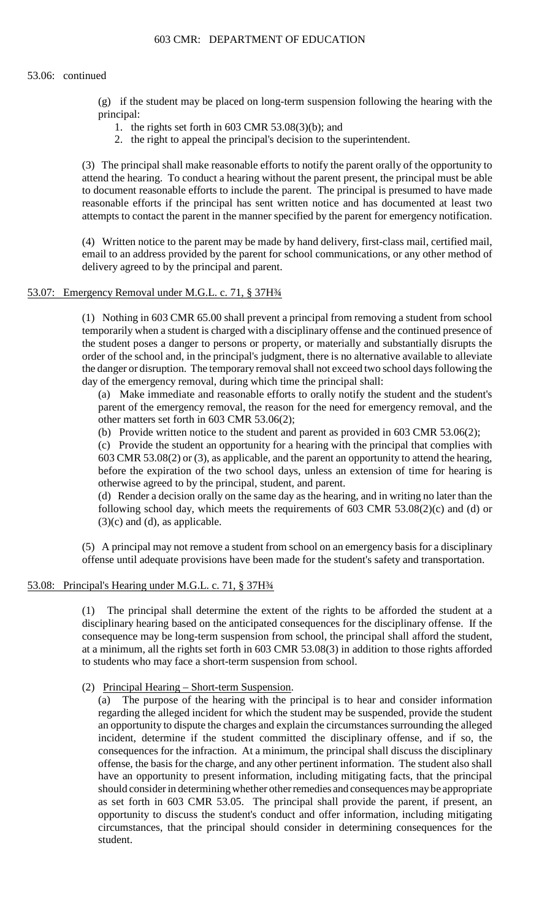53.06: continued

(g) if the student may be placed on long-term suspension following the hearing with the principal:

1. the rights set forth in 603 CMR 53.08(3)(b); and
2. the right to appeal the principal's decision to the superintendent.

(3) The principal shall make reasonable efforts to notify the parent orally of the opportunity to attend the hearing. To conduct a hearing without the parent present, the principal must be able to document reasonable efforts to include the parent. The principal is presumed to have made reasonable efforts if the principal has sent written notice and has documented at least two attempts to contact the parent in the manner specified by the parent for emergency notification.

(4) Written notice to the parent may be made by hand delivery, first-class mail, certified mail, email to an address provided by the parent for school communications, or any other method of delivery agreed to by the principal and parent.

## 53.07: Emergency Removal under M.G.L. c. 71, § 37H¾

(1) Nothing in 603 CMR 65.00 shall prevent a principal from removing a student from school temporarily when a student is charged with a disciplinary offense and the continued presence of the student poses a danger to persons or property, or materially and substantially disrupts the order of the school and, in the principal's judgment, there is no alternative available to alleviate the danger or disruption. The temporary removal shall not exceed two school days following the day of the emergency removal, during which time the principal shall:

(a) Make immediate and reasonable efforts to orally notify the student and the student's parent of the emergency removal, the reason for the need for emergency removal, and the other matters set forth in 603 CMR 53.06(2);

(b) Provide written notice to the student and parent as provided in 603 CMR 53.06(2);

(c) Provide the student an opportunity for a hearing with the principal that complies with 603 CMR 53.08(2) or (3), as applicable, and the parent an opportunity to attend the hearing, before the expiration of the two school days, unless an extension of time for hearing is otherwise agreed to by the principal, student, and parent.

(d) Render a decision orally on the same day as the hearing, and in writing no later than the following school day, which meets the requirements of 603 CMR 53.08(2)(c) and (d) or (3)(c) and (d), as applicable.

(5) A principal may not remove a student from school on an emergency basis for a disciplinary offense until adequate provisions have been made for the student's safety and transportation.

## 53.08: Principal's Hearing under M.G.L. c. 71, § 37H¾

(1) The principal shall determine the extent of the rights to be afforded the student at a disciplinary hearing based on the anticipated consequences for the disciplinary offense. If the consequence may be long-term suspension from school, the principal shall afford the student, at a minimum, all the rights set forth in 603 CMR 53.08(3) in addition to those rights afforded to students who may face a short-term suspension from school.

(2) Principal Hearing – Short-term Suspension.

(a) The purpose of the hearing with the principal is to hear and consider information regarding the alleged incident for which the student may be suspended, provide the student an opportunity to dispute the charges and explain the circumstances surrounding the alleged incident, determine if the student committed the disciplinary offense, and if so, the consequences for the infraction. At a minimum, the principal shall discuss the disciplinary offense, the basis for the charge, and any other pertinent information. The student also shall have an opportunity to present information, including mitigating facts, that the principal should consider in determining whether other remedies and consequences may be appropriate as set forth in 603 CMR 53.05. The principal shall provide the parent, if present, an opportunity to discuss the student's conduct and offer information, including mitigating circumstances, that the principal should consider in determining consequences for the student.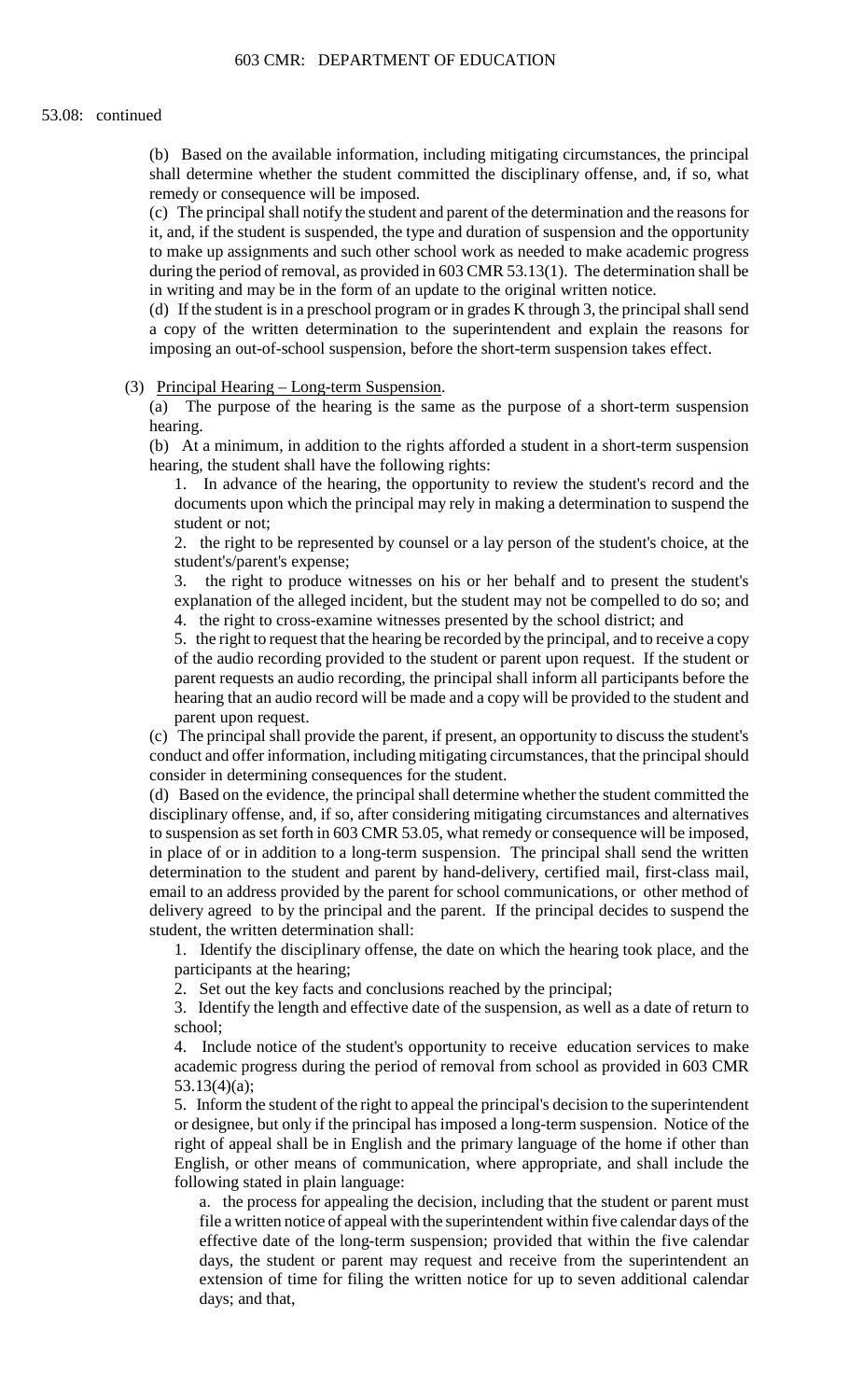53.08: continued

(b) Based on the available information, including mitigating circumstances, the principal shall determine whether the student committed the disciplinary offense, and, if so, what remedy or consequence will be imposed.

(c) The principal shall notify the student and parent of the determination and the reasons for it, and, if the student is suspended, the type and duration of suspension and the opportunity to make up assignments and such other school work as needed to make academic progress during the period of removal, as provided in 603 CMR 53.13(1). The determination shall be in writing and may be in the form of an update to the original written notice.

(d) If the student is in a preschool program or in grades K through 3, the principal shall send a copy of the written determination to the superintendent and explain the reasons for imposing an out-of-school suspension, before the short-term suspension takes effect.

(3) Principal Hearing – Long-term Suspension.

(a) The purpose of the hearing is the same as the purpose of a short-term suspension hearing.

(b) At a minimum, in addition to the rights afforded a student in a short-term suspension hearing, the student shall have the following rights:

1. In advance of the hearing, the opportunity to review the student's record and the documents upon which the principal may rely in making a determination to suspend the student or not;

2. the right to be represented by counsel or a lay person of the student's choice, at the student's/parent's expense;

3. the right to produce witnesses on his or her behalf and to present the student's explanation of the alleged incident, but the student may not be compelled to do so; and

4. the right to cross-examine witnesses presented by the school district; and

5. the right to request that the hearing be recorded by the principal, and to receive a copy of the audio recording provided to the student or parent upon request. If the student or parent requests an audio recording, the principal shall inform all participants before the hearing that an audio record will be made and a copy will be provided to the student and parent upon request.

(c) The principal shall provide the parent, if present, an opportunity to discuss the student's conduct and offer information, including mitigating circumstances, that the principal should consider in determining consequences for the student.

(d) Based on the evidence, the principal shall determine whether the student committed the disciplinary offense, and, if so, after considering mitigating circumstances and alternatives to suspension as set forth in 603 CMR 53.05, what remedy or consequence will be imposed, in place of or in addition to a long-term suspension. The principal shall send the written determination to the student and parent by hand-delivery, certified mail, first-class mail, email to an address provided by the parent for school communications, or other method of delivery agreed to by the principal and the parent. If the principal decides to suspend the student, the written determination shall:

1. Identify the disciplinary offense, the date on which the hearing took place, and the participants at the hearing;

2. Set out the key facts and conclusions reached by the principal;

3. Identify the length and effective date of the suspension, as well as a date of return to school;

4. Include notice of the student's opportunity to receive education services to make academic progress during the period of removal from school as provided in 603 CMR 53.13(4)(a);

5. Inform the student of the right to appeal the principal's decision to the superintendent or designee, but only if the principal has imposed a long-term suspension. Notice of the right of appeal shall be in English and the primary language of the home if other than English, or other means of communication, where appropriate, and shall include the following stated in plain language:

a. the process for appealing the decision, including that the student or parent must file a written notice of appeal with the superintendent within five calendar days of the effective date of the long-term suspension; provided that within the five calendar days, the student or parent may request and receive from the superintendent an extension of time for filing the written notice for up to seven additional calendar days; and that,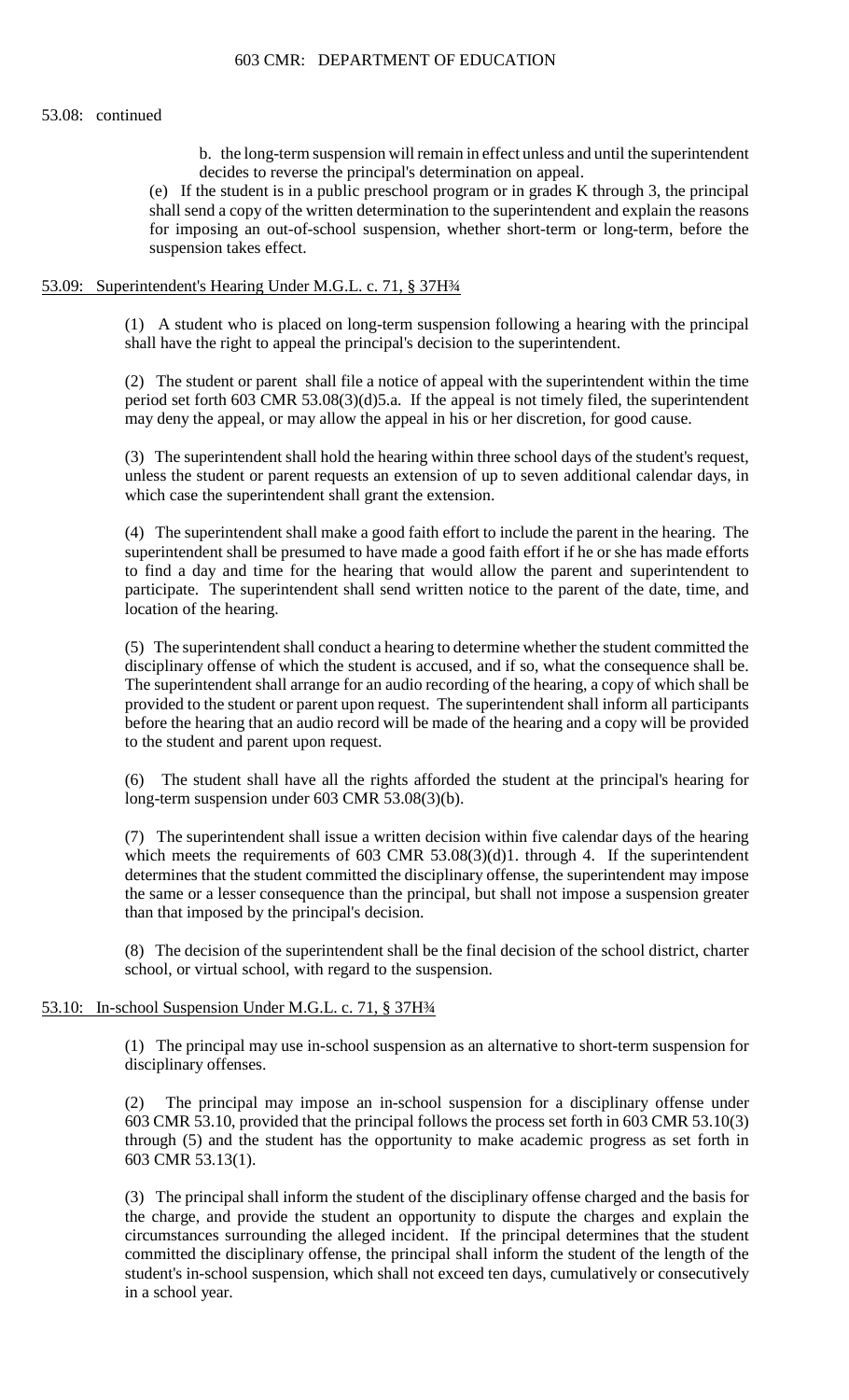53.08: continued

b. the long-term suspension will remain in effect unless and until the superintendent decides to reverse the principal's determination on appeal.

(e) If the student is in a public preschool program or in grades K through 3, the principal shall send a copy of the written determination to the superintendent and explain the reasons for imposing an out-of-school suspension, whether short-term or long-term, before the suspension takes effect.

## 53.09: Superintendent's Hearing Under M.G.L. c. 71, § 37H¾

(1) A student who is placed on long-term suspension following a hearing with the principal shall have the right to appeal the principal's decision to the superintendent.

(2) The student or parent shall file a notice of appeal with the superintendent within the time period set forth 603 CMR 53.08(3)(d)5.a. If the appeal is not timely filed, the superintendent may deny the appeal, or may allow the appeal in his or her discretion, for good cause.

(3) The superintendent shall hold the hearing within three school days of the student's request, unless the student or parent requests an extension of up to seven additional calendar days, in which case the superintendent shall grant the extension.

(4) The superintendent shall make a good faith effort to include the parent in the hearing. The superintendent shall be presumed to have made a good faith effort if he or she has made efforts to find a day and time for the hearing that would allow the parent and superintendent to participate. The superintendent shall send written notice to the parent of the date, time, and location of the hearing.

(5) The superintendent shall conduct a hearing to determine whether the student committed the disciplinary offense of which the student is accused, and if so, what the consequence shall be. The superintendent shall arrange for an audio recording of the hearing, a copy of which shall be provided to the student or parent upon request. The superintendent shall inform all participants before the hearing that an audio record will be made of the hearing and a copy will be provided to the student and parent upon request.

(6) The student shall have all the rights afforded the student at the principal's hearing for long-term suspension under 603 CMR 53.08(3)(b).

(7) The superintendent shall issue a written decision within five calendar days of the hearing which meets the requirements of 603 CMR 53.08(3)(d)1. through 4. If the superintendent determines that the student committed the disciplinary offense, the superintendent may impose the same or a lesser consequence than the principal, but shall not impose a suspension greater than that imposed by the principal's decision.

(8) The decision of the superintendent shall be the final decision of the school district, charter school, or virtual school, with regard to the suspension.

## 53.10: In-school Suspension Under M.G.L. c. 71, § 37H¾

(1) The principal may use in-school suspension as an alternative to short-term suspension for disciplinary offenses.

(2) The principal may impose an in-school suspension for a disciplinary offense under 603 CMR 53.10, provided that the principal follows the process set forth in 603 CMR 53.10(3) through (5) and the student has the opportunity to make academic progress as set forth in 603 CMR 53.13(1).

(3) The principal shall inform the student of the disciplinary offense charged and the basis for the charge, and provide the student an opportunity to dispute the charges and explain the circumstances surrounding the alleged incident. If the principal determines that the student committed the disciplinary offense, the principal shall inform the student of the length of the student's in-school suspension, which shall not exceed ten days, cumulatively or consecutively in a school year.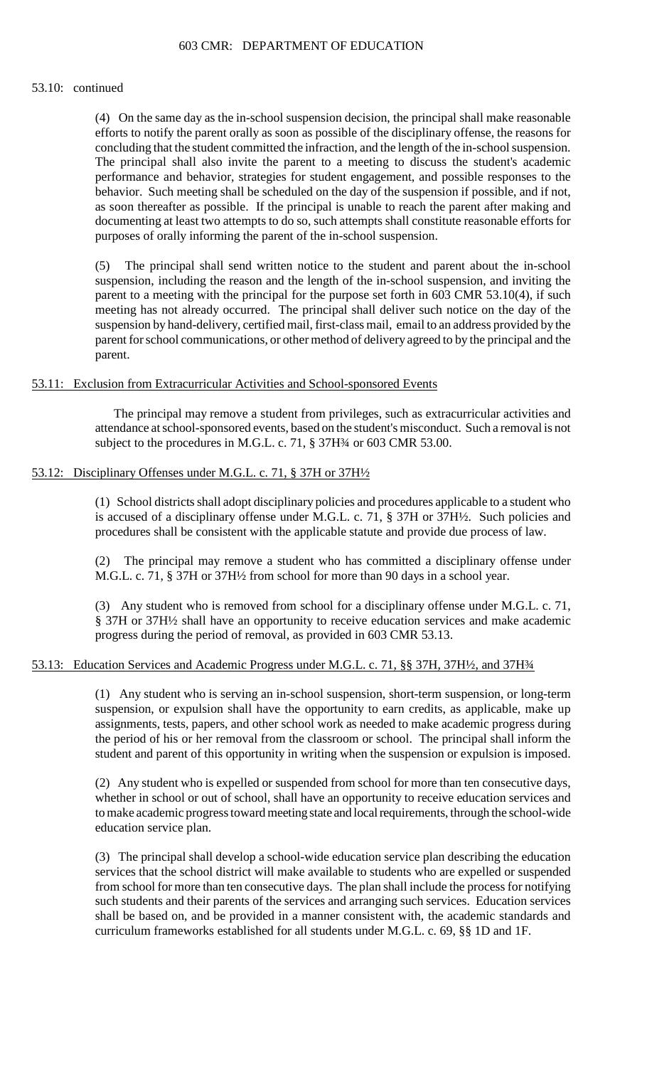53.10: continued

(4) On the same day as the in-school suspension decision, the principal shall make reasonable efforts to notify the parent orally as soon as possible of the disciplinary offense, the reasons for concluding that the student committed the infraction, and the length of the in-school suspension. The principal shall also invite the parent to a meeting to discuss the student's academic performance and behavior, strategies for student engagement, and possible responses to the behavior. Such meeting shall be scheduled on the day of the suspension if possible, and if not, as soon thereafter as possible. If the principal is unable to reach the parent after making and documenting at least two attempts to do so, such attempts shall constitute reasonable efforts for purposes of orally informing the parent of the in-school suspension.

(5) The principal shall send written notice to the student and parent about the in-school suspension, including the reason and the length of the in-school suspension, and inviting the parent to a meeting with the principal for the purpose set forth in 603 CMR 53.10(4), if such meeting has not already occurred. The principal shall deliver such notice on the day of the suspension by hand-delivery, certified mail, first-class mail, email to an address provided by the parent for school communications, or other method of delivery agreed to by the principal and the parent.

## 53.11: Exclusion from Extracurricular Activities and School-sponsored Events

The principal may remove a student from privileges, such as extracurricular activities and attendance at school-sponsored events, based on the student's misconduct. Such a removal is not subject to the procedures in M.G.L. c. 71, § 37H¾ or 603 CMR 53.00.

## 53.12: Disciplinary Offenses under M.G.L. c. 71, § 37H or 37H½

(1) School districts shall adopt disciplinary policies and procedures applicable to a student who is accused of a disciplinary offense under M.G.L. c. 71, § 37H or 37H½. Such policies and procedures shall be consistent with the applicable statute and provide due process of law.

(2) The principal may remove a student who has committed a disciplinary offense under M.G.L. c. 71, § 37H or 37H½ from school for more than 90 days in a school year.

(3) Any student who is removed from school for a disciplinary offense under M.G.L. c. 71, § 37H or 37H½ shall have an opportunity to receive education services and make academic progress during the period of removal, as provided in 603 CMR 53.13.

## 53.13: Education Services and Academic Progress under M.G.L. c. 71, §§ 37H, 37H½, and 37H¾

(1) Any student who is serving an in-school suspension, short-term suspension, or long-term suspension, or expulsion shall have the opportunity to earn credits, as applicable, make up assignments, tests, papers, and other school work as needed to make academic progress during the period of his or her removal from the classroom or school. The principal shall inform the student and parent of this opportunity in writing when the suspension or expulsion is imposed.

(2) Any student who is expelled or suspended from school for more than ten consecutive days, whether in school or out of school, shall have an opportunity to receive education services and to make academic progress toward meeting state and local requirements, through the school-wide education service plan.

(3) The principal shall develop a school-wide education service plan describing the education services that the school district will make available to students who are expelled or suspended from school for more than ten consecutive days. The plan shall include the process for notifying such students and their parents of the services and arranging such services. Education services shall be based on, and be provided in a manner consistent with, the academic standards and curriculum frameworks established for all students under M.G.L. c. 69, §§ 1D and 1F.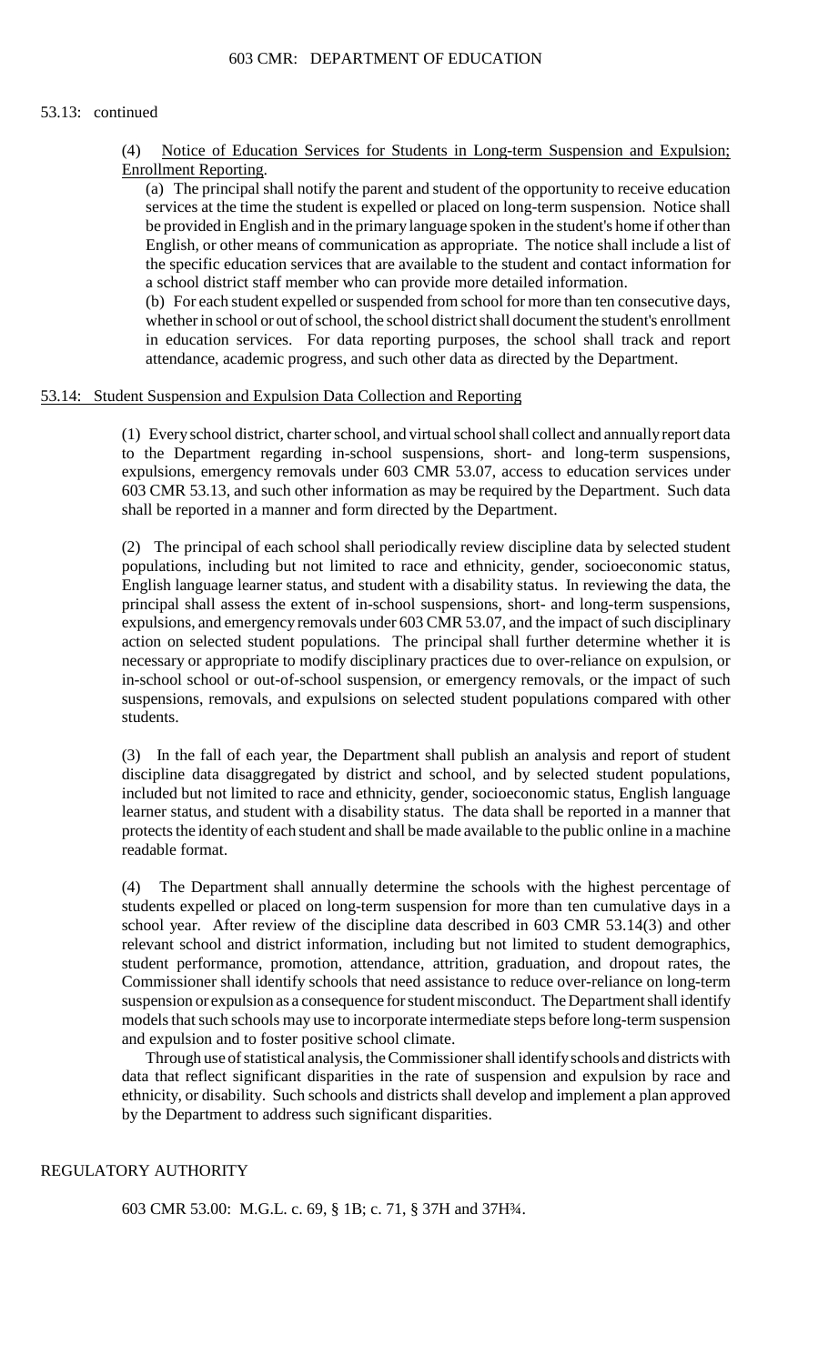53.13: continued

(4) Notice of Education Services for Students in Long-term Suspension and Expulsion; Enrollment Reporting.

(a) The principal shall notify the parent and student of the opportunity to receive education services at the time the student is expelled or placed on long-term suspension. Notice shall be provided in English and in the primary language spoken in the student's home if other than English, or other means of communication as appropriate. The notice shall include a list of the specific education services that are available to the student and contact information for a school district staff member who can provide more detailed information.

(b) For each student expelled or suspended from school for more than ten consecutive days, whether in school or out of school, the school district shall document the student's enrollment in education services. For data reporting purposes, the school shall track and report attendance, academic progress, and such other data as directed by the Department.

## 53.14: Student Suspension and Expulsion Data Collection and Reporting

(1) Every school district, charter school, and virtual school shall collect and annually report data to the Department regarding in-school suspensions, short- and long-term suspensions, expulsions, emergency removals under 603 CMR 53.07, access to education services under 603 CMR 53.13, and such other information as may be required by the Department. Such data shall be reported in a manner and form directed by the Department.

(2) The principal of each school shall periodically review discipline data by selected student populations, including but not limited to race and ethnicity, gender, socioeconomic status, English language learner status, and student with a disability status. In reviewing the data, the principal shall assess the extent of in-school suspensions, short- and long-term suspensions, expulsions, and emergency removals under 603 CMR 53.07, and the impact of such disciplinary action on selected student populations. The principal shall further determine whether it is necessary or appropriate to modify disciplinary practices due to over-reliance on expulsion, or in-school school or out-of-school suspension, or emergency removals, or the impact of such suspensions, removals, and expulsions on selected student populations compared with other students.

(3) In the fall of each year, the Department shall publish an analysis and report of student discipline data disaggregated by district and school, and by selected student populations, included but not limited to race and ethnicity, gender, socioeconomic status, English language learner status, and student with a disability status. The data shall be reported in a manner that protects the identity of each student and shall be made available to the public online in a machine readable format.

(4) The Department shall annually determine the schools with the highest percentage of students expelled or placed on long-term suspension for more than ten cumulative days in a school year. After review of the discipline data described in 603 CMR 53.14(3) and other relevant school and district information, including but not limited to student demographics, student performance, promotion, attendance, attrition, graduation, and dropout rates, the Commissioner shall identify schools that need assistance to reduce over-reliance on long-term suspension or expulsion as a consequence for student misconduct. The Department shall identify models that such schools may use to incorporate intermediate steps before long-term suspension and expulsion and to foster positive school climate.

Through use of statistical analysis, the Commissioner shall identify schools and districts with data that reflect significant disparities in the rate of suspension and expulsion by race and ethnicity, or disability. Such schools and districts shall develop and implement a plan approved by the Department to address such significant disparities.

## REGULATORY AUTHORITY

603 CMR 53.00: M.G.L. c. 69, § 1B; c. 71, § 37H and 37H¾.